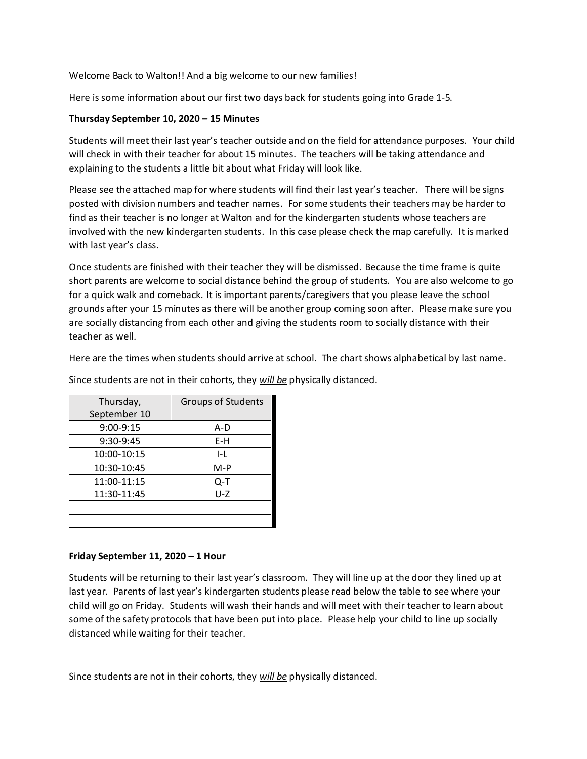Welcome Back to Walton!! And a big welcome to our new families!

Here is some information about our first two days back for students going into Grade 1-5.

**Thursday September 10, 2020 – 15 Minutes**

Students will meet their last year's teacher outside and on the field for attendance purposes. Your child will check in with their teacher for about 15 minutes. The teachers will be taking attendance and explaining to the students a little bit about what Friday will look like.

Please see the attached map for where students will find their last year's teacher. There will be signs posted with division numbers and teacher names. For some students their teachers may be harder to find as their teacher is no longer at Walton and for the kindergarten students whose teachers are involved with the new kindergarten students. In this case please check the map carefully. It is marked with last year's class.

Once students are finished with their teacher they will be dismissed. Because the time frame is quite short parents are welcome to social distance behind the group of students. You are also welcome to go for a quick walk and comeback. It is important parents/caregivers that you please leave the school grounds after your 15 minutes as there will be another group coming soon after. Please make sure you are socially distancing from each other and giving the students room to socially distance with their teacher as well.

Here are the times when students should arrive at school. The chart shows alphabetical by last name.

Since students are not in their cohorts, they *__will be__* physically distanced.

| Thursday, September 10 | Groups of Students |
|---|---|
| 9:00-9:15 | A-D |
| 9:30-9:45 | E-H |
| 10:00-10:15 | I-L |
| 10:30-10:45 | M-P |
| 11:00-11:15 | Q-T |
| 11:30-11:45 | U-Z |
| | |
| | |

**Friday September 11, 2020 – 1 Hour**

Students will be returning to their last year's classroom. They will line up at the door they lined up at last year. Parents of last year's kindergarten students please read below the table to see where your child will go on Friday. Students will wash their hands and will meet with their teacher to learn about some of the safety protocols that have been put into place. Please help your child to line up socially distanced while waiting for their teacher.

Since students are not in their cohorts, they *__will be__* physically distanced.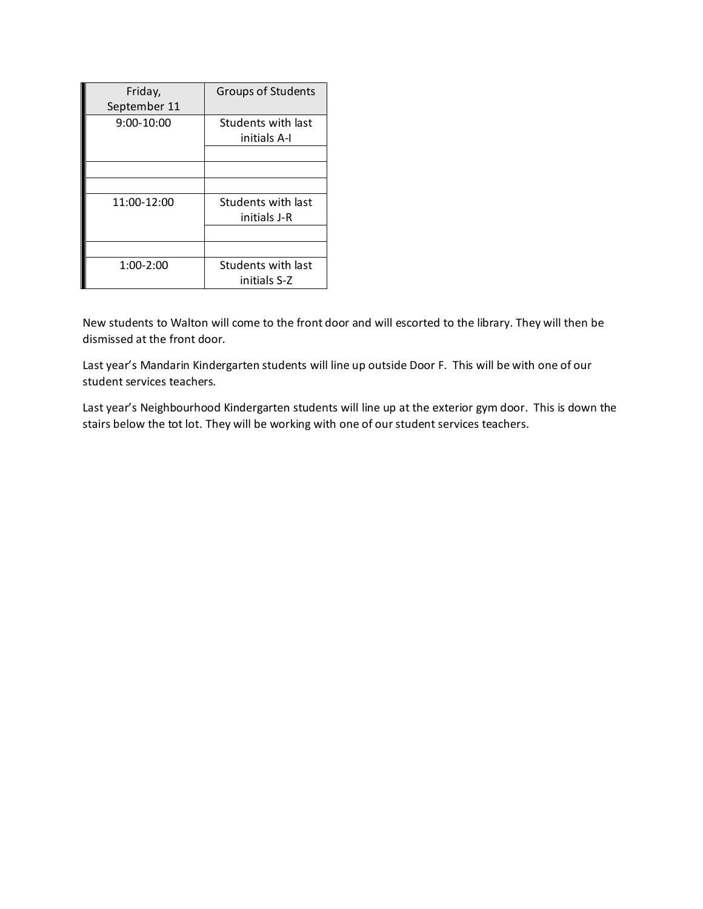| Friday, September 11 | Groups of Students |
|---|---|
| 9:00-10:00 | Students with last initials A-I |
| | |
| | |
| | |
| 11:00-12:00 | Students with last initials J-R |
| | |
| | |
| 1:00-2:00 | Students with last initials S-Z |

New students to Walton will come to the front door and will escorted to the library. They will then be dismissed at the front door.

Last year's Mandarin Kindergarten students will line up outside Door F. This will be with one of our student services teachers.

Last year's Neighbourhood Kindergarten students will line up at the exterior gym door. This is down the stairs below the tot lot. They will be working with one of our student services teachers.